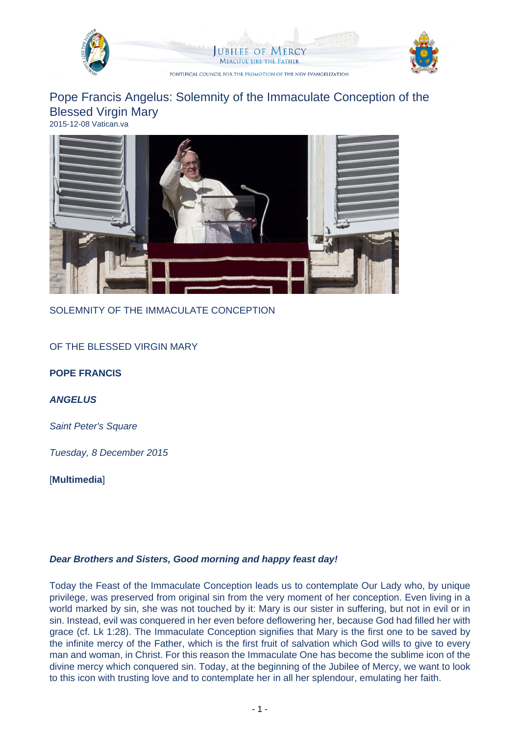# Pope Francis Angelus: Solemnity of the Immaculate Conception of the Blessed Virgin Mary

2015-12-08 Vatican.va

SOLEMNITY OF THE IMMACULATE CONCEPTION

OF THE BLESSED VIRGIN MARY

**POPE FRANCIS**

***ANGELUS***

*Saint Peter's Square*

*Tuesday, 8 December 2015*

[**Multimedia**]

***Dear Brothers and Sisters, Good morning and happy feast day!***

Today the Feast of the Immaculate Conception leads us to contemplate Our Lady who, by unique privilege, was preserved from original sin from the very moment of her conception. Even living in a world marked by sin, she was not touched by it: Mary is our sister in suffering, but not in evil or in sin. Instead, evil was conquered in her even before deflowering her, because God had filled her with grace (cf. Lk 1:28). The Immaculate Conception signifies that Mary is the first one to be saved by the infinite mercy of the Father, which is the first fruit of salvation which God wills to give to every man and woman, in Christ. For this reason the Immaculate One has become the sublime icon of the divine mercy which conquered sin. Today, at the beginning of the Jubilee of Mercy, we want to look to this icon with trusting love and to contemplate her in all her splendour, emulating her faith.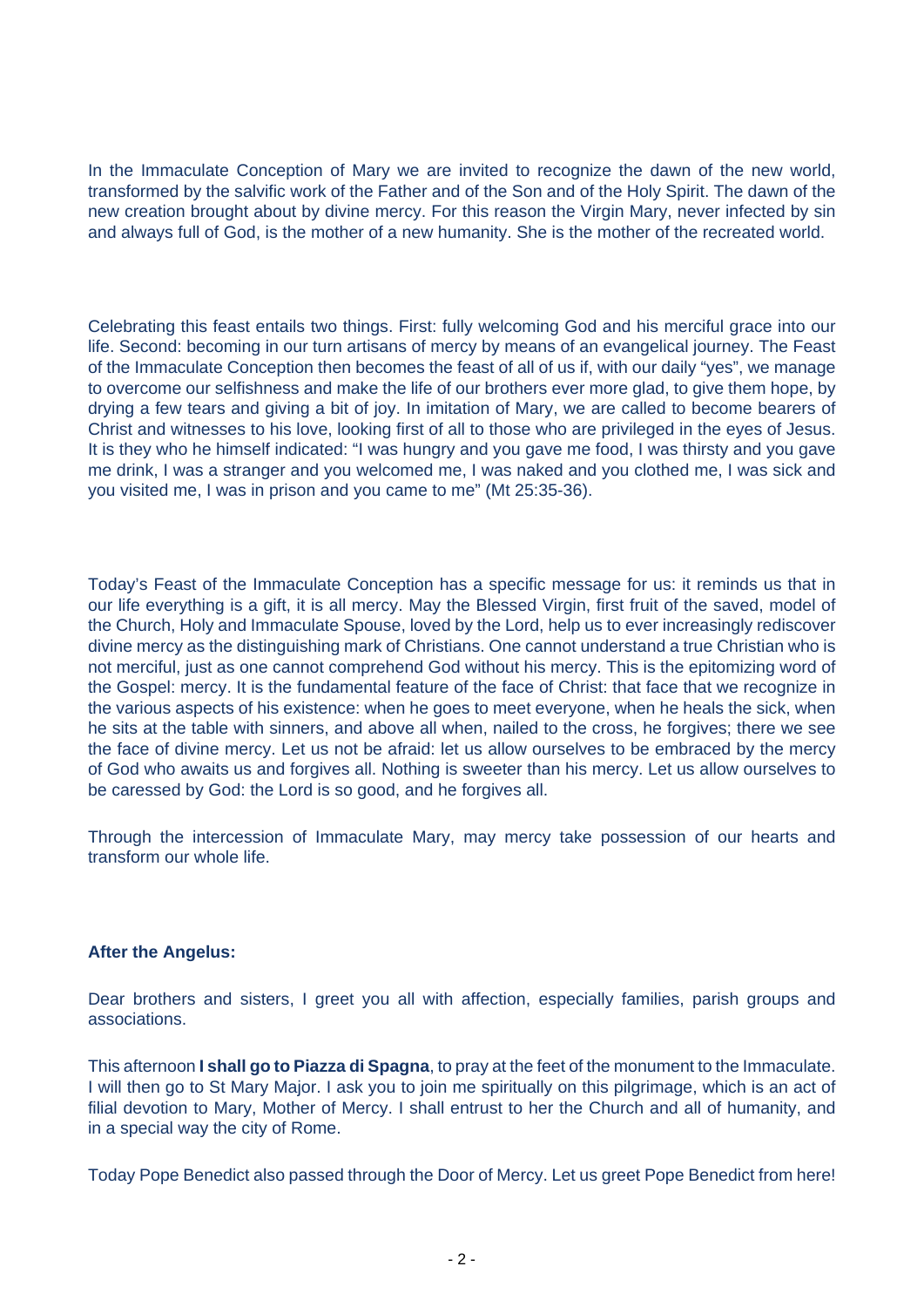In the Immaculate Conception of Mary we are invited to recognize the dawn of the new world, transformed by the salvific work of the Father and of the Son and of the Holy Spirit. The dawn of the new creation brought about by divine mercy. For this reason the Virgin Mary, never infected by sin and always full of God, is the mother of a new humanity. She is the mother of the recreated world.

Celebrating this feast entails two things. First: fully welcoming God and his merciful grace into our life. Second: becoming in our turn artisans of mercy by means of an evangelical journey. The Feast of the Immaculate Conception then becomes the feast of all of us if, with our daily "yes", we manage to overcome our selfishness and make the life of our brothers ever more glad, to give them hope, by drying a few tears and giving a bit of joy. In imitation of Mary, we are called to become bearers of Christ and witnesses to his love, looking first of all to those who are privileged in the eyes of Jesus. It is they who he himself indicated: "I was hungry and you gave me food, I was thirsty and you gave me drink, I was a stranger and you welcomed me, I was naked and you clothed me, I was sick and you visited me, I was in prison and you came to me" (Mt 25:35-36).

Today's Feast of the Immaculate Conception has a specific message for us: it reminds us that in our life everything is a gift, it is all mercy. May the Blessed Virgin, first fruit of the saved, model of the Church, Holy and Immaculate Spouse, loved by the Lord, help us to ever increasingly rediscover divine mercy as the distinguishing mark of Christians. One cannot understand a true Christian who is not merciful, just as one cannot comprehend God without his mercy. This is the epitomizing word of the Gospel: mercy. It is the fundamental feature of the face of Christ: that face that we recognize in the various aspects of his existence: when he goes to meet everyone, when he heals the sick, when he sits at the table with sinners, and above all when, nailed to the cross, he forgives; there we see the face of divine mercy. Let us not be afraid: let us allow ourselves to be embraced by the mercy of God who awaits us and forgives all. Nothing is sweeter than his mercy. Let us allow ourselves to be caressed by God: the Lord is so good, and he forgives all.

Through the intercession of Immaculate Mary, may mercy take possession of our hearts and transform our whole life.

**After the Angelus:**

Dear brothers and sisters, I greet you all with affection, especially families, parish groups and associations.

This afternoon **I shall go to Piazza di Spagna**, to pray at the feet of the monument to the Immaculate. I will then go to St Mary Major. I ask you to join me spiritually on this pilgrimage, which is an act of filial devotion to Mary, Mother of Mercy. I shall entrust to her the Church and all of humanity, and in a special way the city of Rome.

Today Pope Benedict also passed through the Door of Mercy. Let us greet Pope Benedict from here!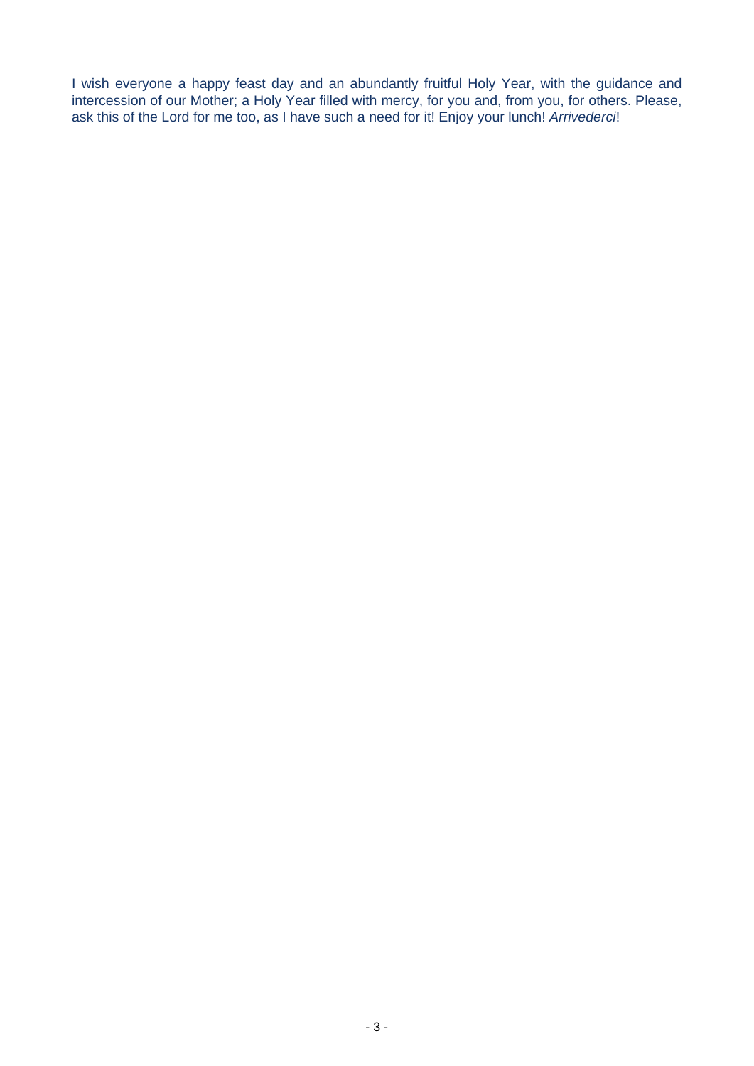I wish everyone a happy feast day and an abundantly fruitful Holy Year, with the guidance and intercession of our Mother; a Holy Year filled with mercy, for you and, from you, for others. Please, ask this of the Lord for me too, as I have such a need for it! Enjoy your lunch! *Arrivederci*!